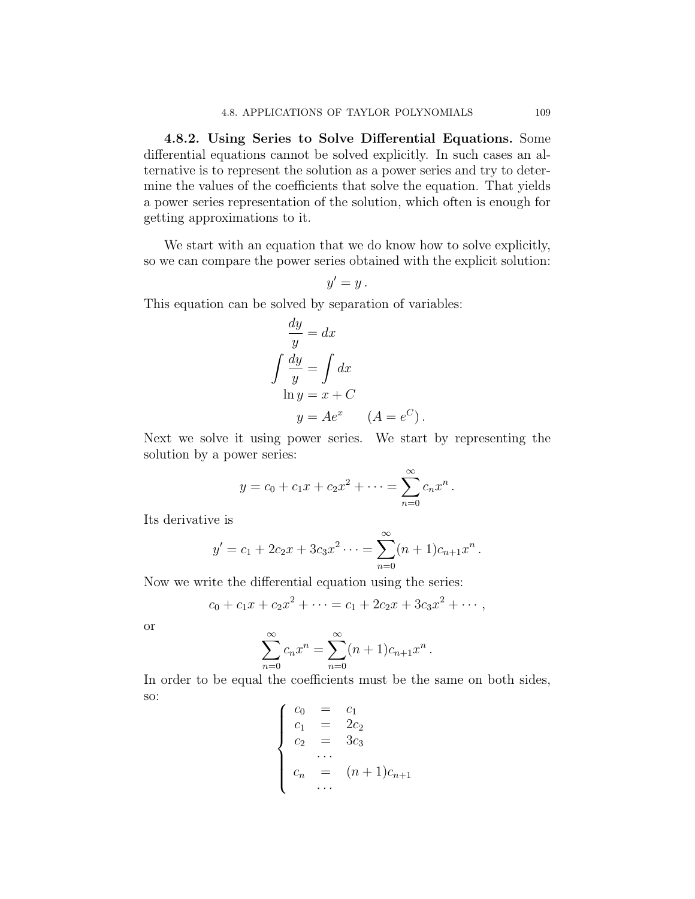**4.8.2. Using Series to Solve Differential Equations.** Some differential equations cannot be solved explicitly. In such cases an alternative is to represent the solution as a power series and try to determine the values of the coefficients that solve the equation. That yields a power series representation of the solution, which often is enough for getting approximations to it.

We start with an equation that we do know how to solve explicitly, so we can compare the power series obtained with the explicit solution:

$$y' = y\,.$$

This equation can be solved by separation of variables:

$$\begin{aligned}
\frac{dy}{y} &= dx \\
\int \frac{dy}{y} &= \int dx \\
\ln y &= x + C \\
y &= Ae^x \qquad (A = e^C)\,.
\end{aligned}$$

Next we solve it using power series. We start by representing the solution by a power series:

$$y = c_0 + c_1 x + c_2 x^2 + \cdots = \sum_{n=0}^{\infty} c_n x^n\,.$$

Its derivative is

$$y' = c_1 + 2c_2 x + 3c_3 x^2 \cdots = \sum_{n=0}^{\infty} (n+1) c_{n+1} x^n\,.$$

Now we write the differential equation using the series:

$$c_0 + c_1 x + c_2 x^2 + \cdots = c_1 + 2c_2 x + 3c_3 x^2 + \cdots\,,$$

or

$$\sum_{n=0}^{\infty} c_n x^n = \sum_{n=0}^{\infty} (n+1) c_{n+1} x^n\,.$$

In order to be equal the coefficients must be the same on both sides, so:

$$\left\{
\begin{array}{rcl}
c_0 &=& c_1 \\
c_1 &=& 2c_2 \\
c_2 &=& 3c_3 \\
 &\cdots& \\
c_n &=& (n+1)c_{n+1} \\
 &\cdots&
\end{array}
\right.$$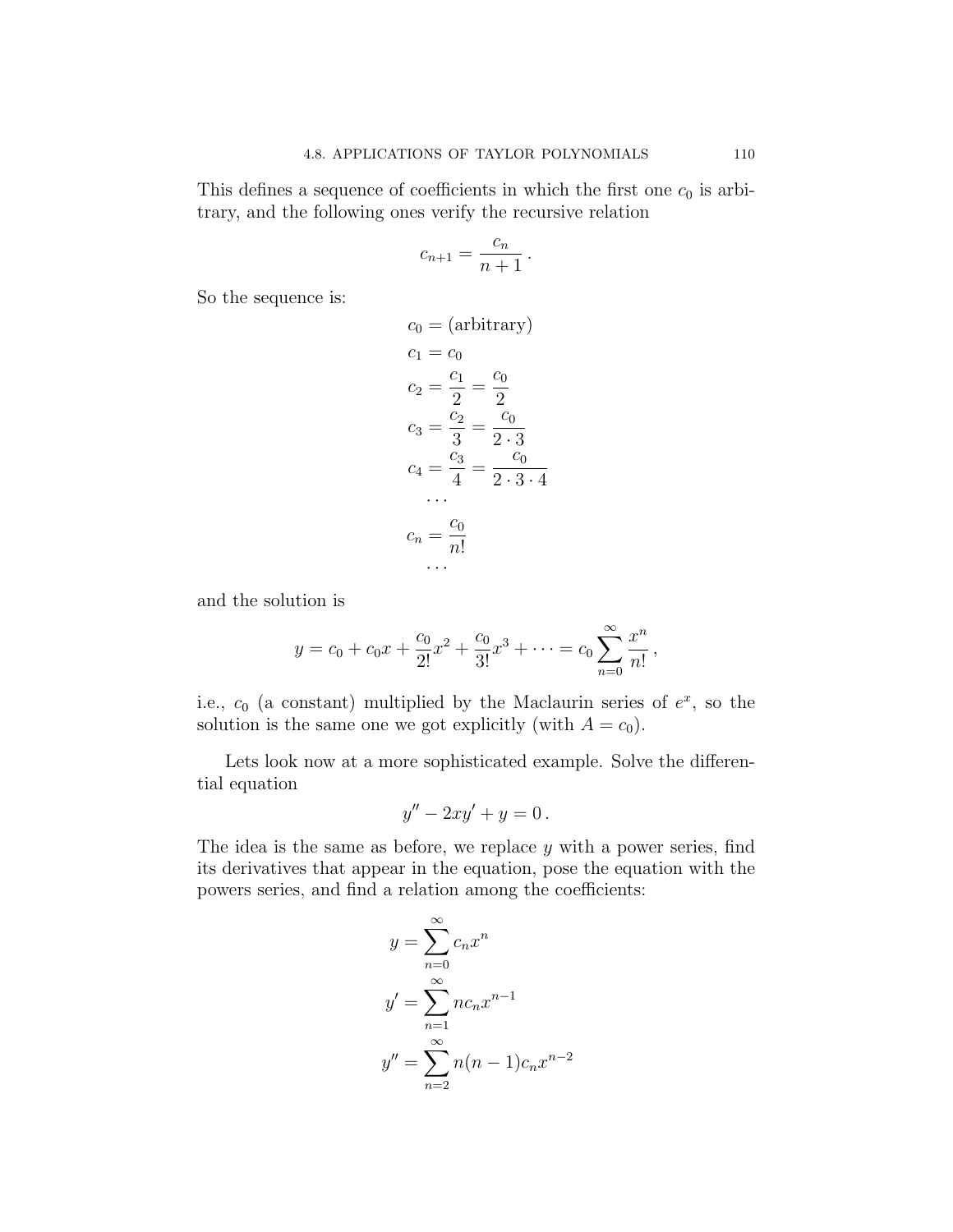This defines a sequence of coefficients in which the first one $c_0$ is arbitrary, and the following ones verify the recursive relation

$$c_{n+1} = \frac{c_n}{n+1}\,.$$

So the sequence is:

$$\begin{aligned}
c_0 &= \text{(arbitrary)} \\
c_1 &= c_0 \\
c_2 &= \frac{c_1}{2} = \frac{c_0}{2} \\
c_3 &= \frac{c_2}{3} = \frac{c_0}{2 \cdot 3} \\
c_4 &= \frac{c_3}{4} = \frac{c_0}{2 \cdot 3 \cdot 4} \\
&\cdots \\
c_n &= \frac{c_0}{n!} \\
&\cdots
\end{aligned}$$

and the solution is

$$y = c_0 + c_0 x + \frac{c_0}{2!}x^2 + \frac{c_0}{3!}x^3 + \cdots = c_0 \sum_{n=0}^{\infty} \frac{x^n}{n!}\,,$$

i.e., $c_0$ (a constant) multiplied by the Maclaurin series of $e^x$, so the solution is the same one we got explicitly (with $A = c_0$).

Lets look now at a more sophisticated example. Solve the differential equation

$$y'' - 2xy' + y = 0\,.$$

The idea is the same as before, we replace $y$ with a power series, find its derivatives that appear in the equation, pose the equation with the powers series, and find a relation among the coefficients:

$$\begin{aligned}
y &= \sum_{n=0}^{\infty} c_n x^n \\
y' &= \sum_{n=1}^{\infty} n c_n x^{n-1} \\
y'' &= \sum_{n=2}^{\infty} n(n-1) c_n x^{n-2}
\end{aligned}$$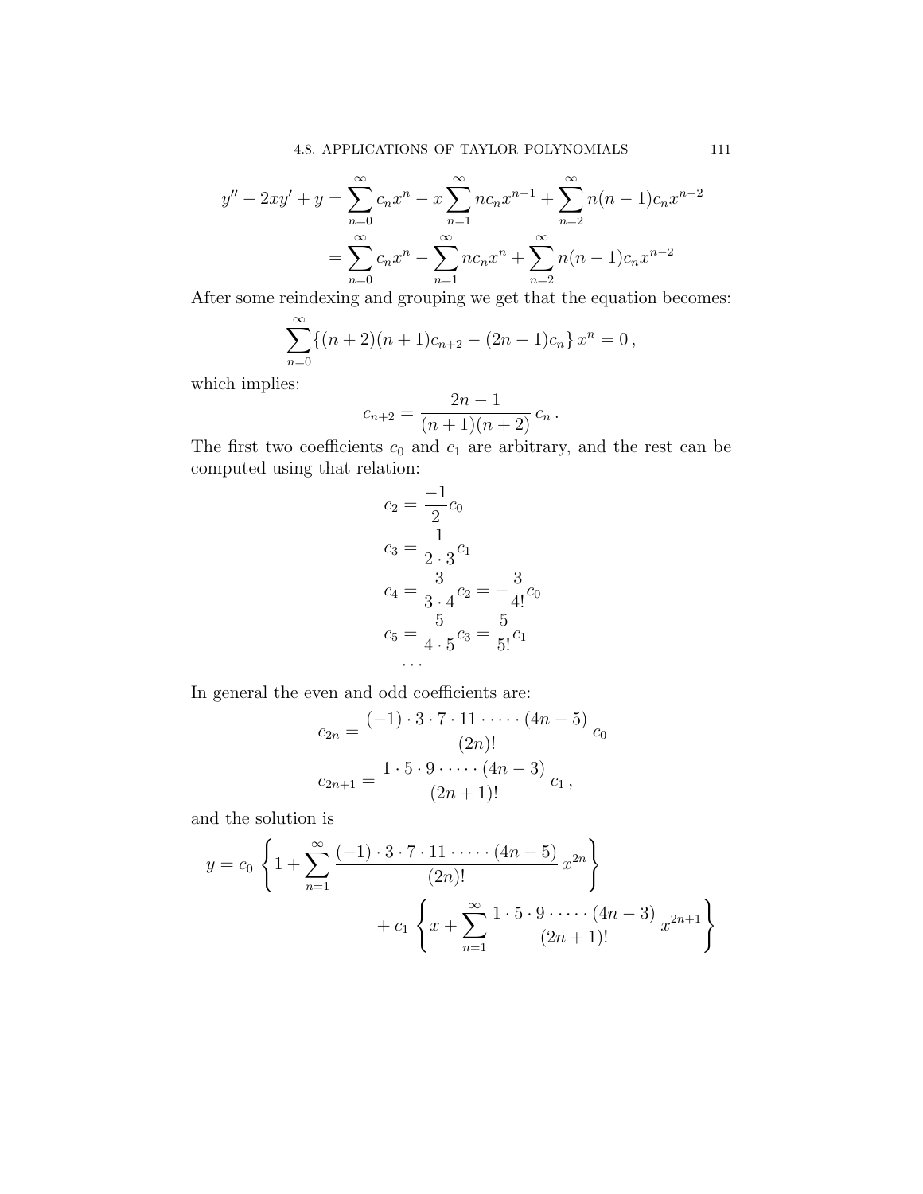$$
\begin{aligned}
y'' - 2xy' + y &= \sum_{n=0}^{\infty} c_n x^n - x \sum_{n=1}^{\infty} n c_n x^{n-1} + \sum_{n=2}^{\infty} n(n-1) c_n x^{n-2} \\
&= \sum_{n=0}^{\infty} c_n x^n - \sum_{n=1}^{\infty} n c_n x^n + \sum_{n=2}^{\infty} n(n-1) c_n x^{n-2}
\end{aligned}
$$

After some reindexing and grouping we get that the equation becomes:

$$
\sum_{n=0}^{\infty} \{(n+2)(n+1)c_{n+2} - (2n-1)c_n\} \, x^n = 0 \,,
$$

which implies:

$$
c_{n+2} = \frac{2n-1}{(n+1)(n+2)} \, c_n \, .
$$

The first two coefficients $c_0$ and $c_1$ are arbitrary, and the rest can be computed using that relation:

$$
\begin{aligned}
c_2 &= \frac{-1}{2} c_0 \\
c_3 &= \frac{1}{2 \cdot 3} c_1 \\
c_4 &= \frac{3}{3 \cdot 4} c_2 = -\frac{3}{4!} c_0 \\
c_5 &= \frac{5}{4 \cdot 5} c_3 = \frac{5}{5!} c_1 \\
&\cdots
\end{aligned}
$$

In general the even and odd coefficients are:

$$
\begin{aligned}
c_{2n} &= \frac{(-1) \cdot 3 \cdot 7 \cdot 11 \cdot \cdots \cdot (4n-5)}{(2n)!} \, c_0 \\
c_{2n+1} &= \frac{1 \cdot 5 \cdot 9 \cdot \cdots \cdot (4n-3)}{(2n+1)!} \, c_1 \, ,
\end{aligned}
$$

and the solution is

$$
\begin{aligned}
y = c_0 \left\{ 1 + \sum_{n=1}^{\infty} \frac{(-1) \cdot 3 \cdot 7 \cdot 11 \cdot \cdots \cdot (4n-5)}{(2n)!} \, x^{2n} \right\} \\
+ c_1 \left\{ x + \sum_{n=1}^{\infty} \frac{1 \cdot 5 \cdot 9 \cdot \cdots \cdot (4n-3)}{(2n+1)!} \, x^{2n+1} \right\}
\end{aligned}
$$